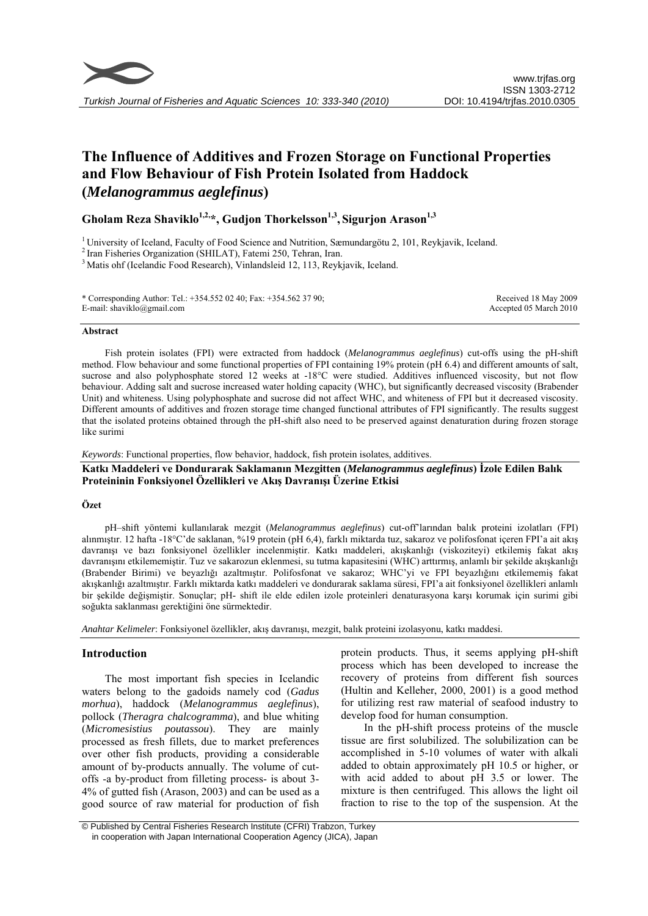# The Influence of Additives and Frozen Storage on Functional Properties and Flow Behaviour of Fish Protein Isolated from Haddock (*Melanogrammus aeglefinus*)

**Gholam Reza Shaviklo[1,2,*], Gudjon Thorkelsson[1,3], Sigurjon Arason[1,3]**

[1] University of Iceland, Faculty of Food Science and Nutrition, Sæmundargötu 2, 101, Reykjavik, Iceland.
[2] Iran Fisheries Organization (SHILAT), Fatemi 250, Tehran, Iran.
[3] Matis ohf (Icelandic Food Research), Vinlandsleid 12, 113, Reykjavik, Iceland.

\* Corresponding Author: Tel.: +354.552 02 40; Fax: +354.562 37 90;
E-mail: shaviklo@gmail.com

Received 18 May 2009
Accepted 05 March 2010

#### Abstract

Fish protein isolates (FPI) were extracted from haddock (*Melanogrammus aeglefinus*) cut-offs using the pH-shift method. Flow behaviour and some functional properties of FPI containing 19% protein (pH 6.4) and different amounts of salt, sucrose and also polyphosphate stored 12 weeks at -18°C were studied. Additives influenced viscosity, but not flow behaviour. Adding salt and sucrose increased water holding capacity (WHC), but significantly decreased viscosity (Brabender Unit) and whiteness. Using polyphosphate and sucrose did not affect WHC, and whiteness of FPI but it decreased viscosity. Different amounts of additives and frozen storage time changed functional attributes of FPI significantly. The results suggest that the isolated proteins obtained through the pH-shift also need to be preserved against denaturation during frozen storage like surimi

*Keywords*: Functional properties, flow behavior, haddock, fish protein isolates, additives.

**Katkı Maddeleri ve Dondurarak Saklamanın Mezgitten (*Melanogrammus aeglefinus*) İzole Edilen Balık Proteininin Fonksiyonel Özellikleri ve Akış Davranışı Üzerine Etkisi**

#### Özet

pH–shift yöntemi kullanılarak mezgit (*Melanogrammus aeglefinus*) cut-off'larından balık proteini izolatları (FPI) alınmıştır. 12 hafta -18°C'de saklanan, %19 protein (pH 6,4), farklı miktarda tuz, sakaroz ve polifosfonat içeren FPI'a ait akış davranışı ve bazı fonksiyonel özellikler incelenmiştir. Katkı maddeleri, akışkanlığı (viskoziteyi) etkilemiş fakat akış davranışını etkilememiştir. Tuz ve sakarozun eklenmesi, su tutma kapasitesini (WHC) arttırmış, anlamlı bir şekilde akışkanlığı (Brabender Birimi) ve beyazlığı azaltmıştır. Polifosfonat ve sakaroz; WHC'yi ve FPI beyazlığını etkilememiş fakat akışkanlığı azaltmıştır. Farklı miktarda katkı maddeleri ve dondurarak saklama süresi, FPI'a ait fonksiyonel özellikleri anlamlı bir şekilde değişmiştir. Sonuçlar; pH- shift ile elde edilen izole proteinleri denaturasyona karşı korumak için surimi gibi soğukta saklanması gerektiğini öne sürmektedir.

*Anahtar Kelimeler*: Fonksiyonel özellikler, akış davranışı, mezgit, balık proteini izolasyonu, katkı maddesi.

## Introduction

The most important fish species in Icelandic waters belong to the gadoids namely cod (*Gadus morhua*), haddock (*Melanogrammus aeglefinus*), pollock (*Theragra chalcogramma*), and blue whiting (*Micromesistius poutassou*). They are mainly processed as fresh fillets, due to market preferences over other fish products, providing a considerable amount of by-products annually. The volume of cut-offs -a by-product from filleting process- is about 3-4% of gutted fish (Arason, 2003) and can be used as a good source of raw material for production of fish protein products. Thus, it seems applying pH-shift process which has been developed to increase the recovery of proteins from different fish sources (Hultin and Kelleher, 2000, 2001) is a good method for utilizing rest raw material of seafood industry to develop food for human consumption.

In the pH-shift process proteins of the muscle tissue are first solubilized. The solubilization can be accomplished in 5-10 volumes of water with alkali added to obtain approximately pH 10.5 or higher, or with acid added to about pH 3.5 or lower. The mixture is then centrifuged. This allows the light oil fraction to rise to the top of the suspension. At the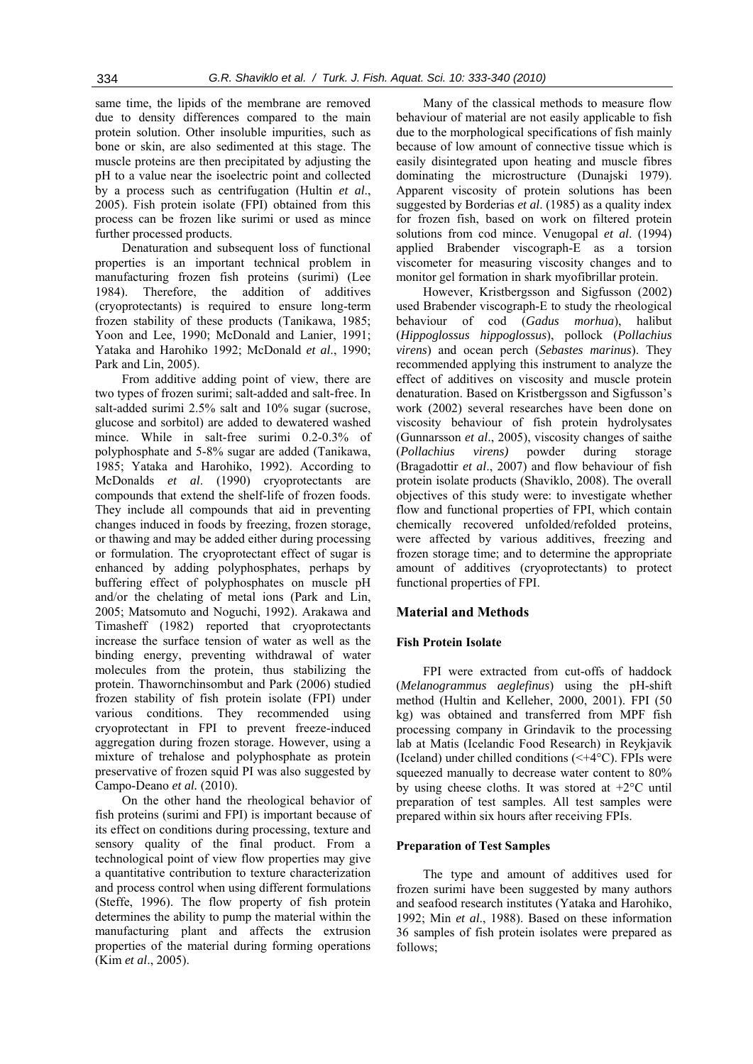same time, the lipids of the membrane are removed due to density differences compared to the main protein solution. Other insoluble impurities, such as bone or skin, are also sedimented at this stage. The muscle proteins are then precipitated by adjusting the pH to a value near the isoelectric point and collected by a process such as centrifugation (Hultin *et al*., 2005). Fish protein isolate (FPI) obtained from this process can be frozen like surimi or used as mince further processed products.

Denaturation and subsequent loss of functional properties is an important technical problem in manufacturing frozen fish proteins (surimi) (Lee 1984). Therefore, the addition of additives (cryoprotectants) is required to ensure long-term frozen stability of these products (Tanikawa, 1985; Yoon and Lee, 1990; McDonald and Lanier, 1991; Yataka and Harohiko 1992; McDonald *et al*., 1990; Park and Lin, 2005).

From additive adding point of view, there are two types of frozen surimi; salt-added and salt-free. In salt-added surimi 2.5% salt and 10% sugar (sucrose, glucose and sorbitol) are added to dewatered washed mince. While in salt-free surimi 0.2-0.3% of polyphosphate and 5-8% sugar are added (Tanikawa, 1985; Yataka and Harohiko, 1992). According to McDonalds *et al*. (1990) cryoprotectants are compounds that extend the shelf-life of frozen foods. They include all compounds that aid in preventing changes induced in foods by freezing, frozen storage, or thawing and may be added either during processing or formulation. The cryoprotectant effect of sugar is enhanced by adding polyphosphates, perhaps by buffering effect of polyphosphates on muscle pH and/or the chelating of metal ions (Park and Lin, 2005; Matsomuto and Noguchi, 1992). Arakawa and Timasheff (1982) reported that cryoprotectants increase the surface tension of water as well as the binding energy, preventing withdrawal of water molecules from the protein, thus stabilizing the protein. Thawornchinsombut and Park (2006) studied frozen stability of fish protein isolate (FPI) under various conditions. They recommended using cryoprotectant in FPI to prevent freeze-induced aggregation during frozen storage. However, using a mixture of trehalose and polyphosphate as protein preservative of frozen squid PI was also suggested by Campo-Deano *et al.* (2010).

On the other hand the rheological behavior of fish proteins (surimi and FPI) is important because of its effect on conditions during processing, texture and sensory quality of the final product. From a technological point of view flow properties may give a quantitative contribution to texture characterization and process control when using different formulations (Steffe, 1996). The flow property of fish protein determines the ability to pump the material within the manufacturing plant and affects the extrusion properties of the material during forming operations (Kim *et al*., 2005).

Many of the classical methods to measure flow behaviour of material are not easily applicable to fish due to the morphological specifications of fish mainly because of low amount of connective tissue which is easily disintegrated upon heating and muscle fibres dominating the microstructure (Dunajski 1979). Apparent viscosity of protein solutions has been suggested by Borderias *et al*. (1985) as a quality index for frozen fish, based on work on filtered protein solutions from cod mince. Venugopal *et al*. (1994) applied Brabender viscograph-E as a torsion viscometer for measuring viscosity changes and to monitor gel formation in shark myofibrillar protein.

However, Kristbergsson and Sigfusson (2002) used Brabender viscograph-E to study the rheological behaviour of cod (*Gadus morhua*), halibut (*Hippoglossus hippoglossus*), pollock (*Pollachius virens*) and ocean perch (*Sebastes marinus*). They recommended applying this instrument to analyze the effect of additives on viscosity and muscle protein denaturation. Based on Kristbergsson and Sigfusson's work (2002) several researches have been done on viscosity behaviour of fish protein hydrolysates (Gunnarsson *et al*., 2005), viscosity changes of saithe (*Pollachius virens)* powder during storage (Bragadottir *et al*., 2007) and flow behaviour of fish protein isolate products (Shaviklo, 2008). The overall objectives of this study were: to investigate whether flow and functional properties of FPI, which contain chemically recovered unfolded/refolded proteins, were affected by various additives, freezing and frozen storage time; and to determine the appropriate amount of additives (cryoprotectants) to protect functional properties of FPI.

## Material and Methods

### Fish Protein Isolate

FPI were extracted from cut-offs of haddock (*Melanogrammus aeglefinus*) using the pH-shift method (Hultin and Kelleher, 2000, 2001). FPI (50 kg) was obtained and transferred from MPF fish processing company in Grindavik to the processing lab at Matis (Icelandic Food Research) in Reykjavik (Iceland) under chilled conditions (<+4°C). FPIs were squeezed manually to decrease water content to 80% by using cheese cloths. It was stored at +2°C until preparation of test samples. All test samples were prepared within six hours after receiving FPIs.

### Preparation of Test Samples

The type and amount of additives used for frozen surimi have been suggested by many authors and seafood research institutes (Yataka and Harohiko, 1992; Min *et al*., 1988). Based on these information 36 samples of fish protein isolates were prepared as follows;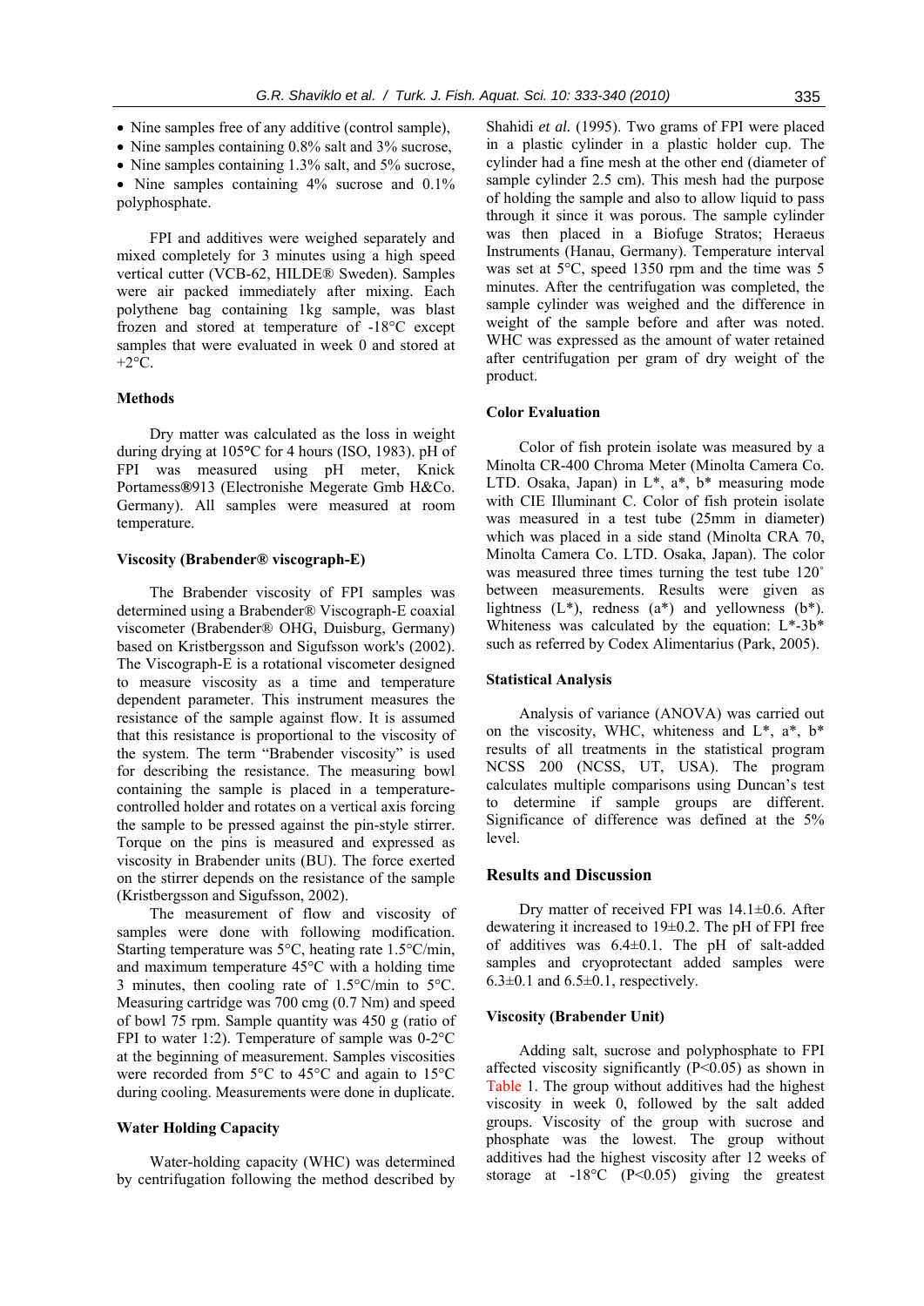- Nine samples free of any additive (control sample),
- Nine samples containing 0.8% salt and 3% sucrose,
- Nine samples containing 1.3% salt, and 5% sucrose,
- Nine samples containing 4% sucrose and 0.1% polyphosphate.

FPI and additives were weighed separately and mixed completely for 3 minutes using a high speed vertical cutter (VCB-62, HILDE® Sweden). Samples were air packed immediately after mixing. Each polythene bag containing 1kg sample, was blast frozen and stored at temperature of -18°C except samples that were evaluated in week 0 and stored at +2°C.

### Methods

Dry matter was calculated as the loss in weight during drying at 105°C for 4 hours (ISO, 1983). pH of FPI was measured using pH meter, Knick Portamess®913 (Electronishe Megerate Gmb H&Co. Germany). All samples were measured at room temperature.

#### Viscosity (Brabender® viscograph-E)

The Brabender viscosity of FPI samples was determined using a Brabender® Viscograph-E coaxial viscometer (Brabender® OHG, Duisburg, Germany) based on Kristbergsson and Sigufsson work's (2002). The Viscograph-E is a rotational viscometer designed to measure viscosity as a time and temperature dependent parameter. This instrument measures the resistance of the sample against flow. It is assumed that this resistance is proportional to the viscosity of the system. The term "Brabender viscosity" is used for describing the resistance. The measuring bowl containing the sample is placed in a temperature-controlled holder and rotates on a vertical axis forcing the sample to be pressed against the pin-style stirrer. Torque on the pins is measured and expressed as viscosity in Brabender units (BU). The force exerted on the stirrer depends on the resistance of the sample (Kristbergsson and Sigufsson, 2002).

The measurement of flow and viscosity of samples were done with following modification. Starting temperature was 5°C, heating rate 1.5°C/min, and maximum temperature 45°C with a holding time 3 minutes, then cooling rate of 1.5°C/min to 5°C. Measuring cartridge was 700 cmg (0.7 Nm) and speed of bowl 75 rpm. Sample quantity was 450 g (ratio of FPI to water 1:2). Temperature of sample was 0-2°C at the beginning of measurement. Samples viscosities were recorded from 5°C to 45°C and again to 15°C during cooling. Measurements were done in duplicate.

#### Water Holding Capacity

Water-holding capacity (WHC) was determined by centrifugation following the method described by Shahidi *et al.* (1995). Two grams of FPI were placed in a plastic cylinder in a plastic holder cup. The cylinder had a fine mesh at the other end (diameter of sample cylinder 2.5 cm). This mesh had the purpose of holding the sample and also to allow liquid to pass through it since it was porous. The sample cylinder was then placed in a Biofuge Stratos; Heraeus Instruments (Hanau, Germany). Temperature interval was set at 5°C, speed 1350 rpm and the time was 5 minutes. After the centrifugation was completed, the sample cylinder was weighed and the difference in weight of the sample before and after was noted. WHC was expressed as the amount of water retained after centrifugation per gram of dry weight of the product.

#### Color Evaluation

Color of fish protein isolate was measured by a Minolta CR-400 Chroma Meter (Minolta Camera Co. LTD. Osaka, Japan) in L\*, a\*, b\* measuring mode with CIE Illuminant C. Color of fish protein isolate was measured in a test tube (25mm in diameter) which was placed in a side stand (Minolta CRA 70, Minolta Camera Co. LTD. Osaka, Japan). The color was measured three times turning the test tube 120˚ between measurements. Results were given as lightness (L\*), redness (a\*) and yellowness (b\*). Whiteness was calculated by the equation: L\*-3b\* such as referred by Codex Alimentarius (Park, 2005).

#### Statistical Analysis

Analysis of variance (ANOVA) was carried out on the viscosity, WHC, whiteness and L\*, a\*, b\* results of all treatments in the statistical program NCSS 200 (NCSS, UT, USA). The program calculates multiple comparisons using Duncan's test to determine if sample groups are different. Significance of difference was defined at the 5% level.

### Results and Discussion

Dry matter of received FPI was 14.1±0.6. After dewatering it increased to 19±0.2. The pH of FPI free of additives was 6.4±0.1. The pH of salt-added samples and cryoprotectant added samples were 6.3±0.1 and 6.5±0.1, respectively.

#### Viscosity (Brabender Unit)

Adding salt, sucrose and polyphosphate to FPI affected viscosity significantly ($P<0.05$) as shown in Table 1. The group without additives had the highest viscosity in week 0, followed by the salt added groups. Viscosity of the group with sucrose and phosphate was the lowest. The group without additives had the highest viscosity after 12 weeks of storage at -18°C ($P<0.05$) giving the greatest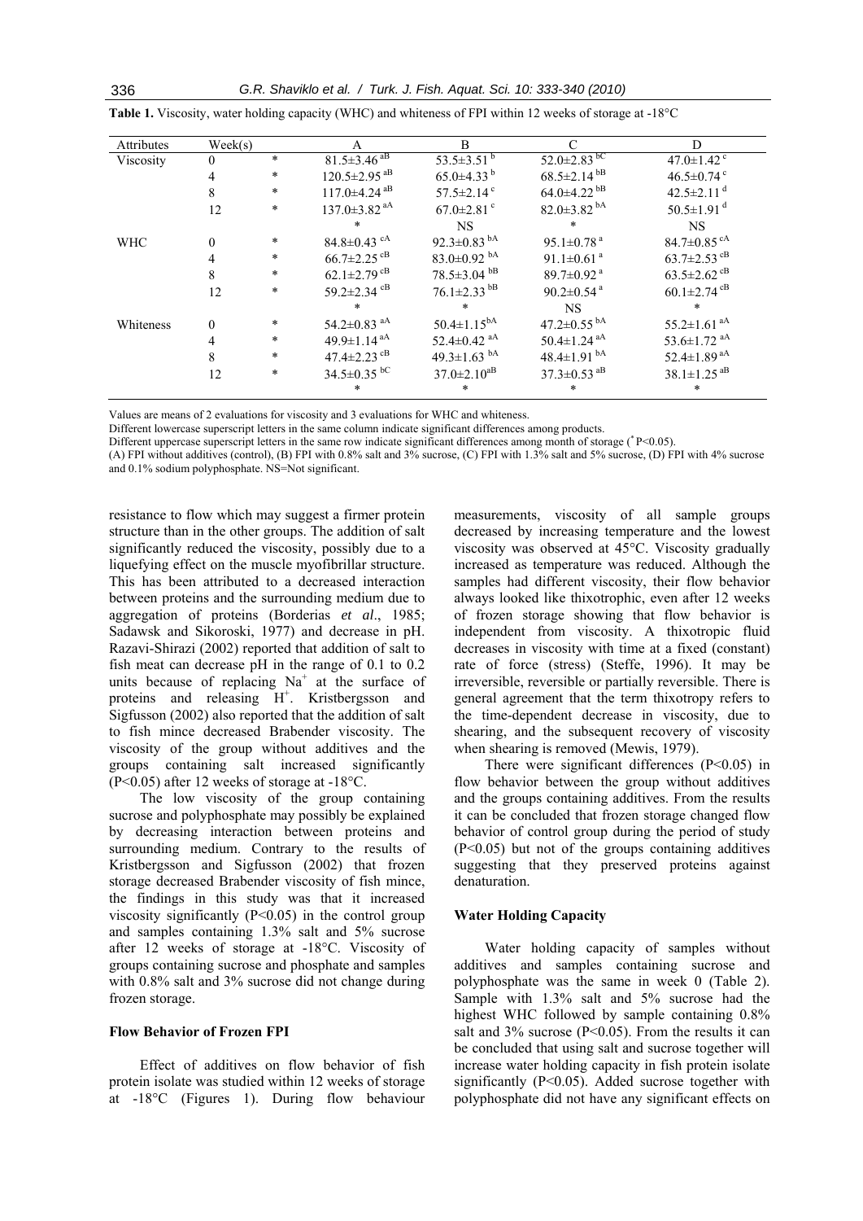**Table 1.** Viscosity, water holding capacity (WHC) and whiteness of FPI within 12 weeks of storage at -18°C

| Attributes | Week(s) | | A | B | C | D |
|---|---|---|---|---|---|---|
| Viscosity | 0 | * | 81.5±3.46 $^{aB}$ | 53.5±3.51 $^{b}$ | 52.0±2.83 $^{bC}$ | 47.0±1.42 $^{c}$ |
| | 4 | * | 120.5±2.95 $^{aB}$ | 65.0±4.33 $^{b}$ | 68.5±2.14 $^{bB}$ | 46.5±0.74 $^{c}$ |
| | 8 | * | 117.0±4.24 $^{aB}$ | 57.5±2.14 $^{c}$ | 64.0±4.22 $^{bB}$ | 42.5±2.11 $^{d}$ |
| | 12 | * | 137.0±3.82 $^{aA}$ | 67.0±2.81 $^{c}$ | 82.0±3.82 $^{bA}$ | 50.5±1.91 $^{d}$ |
| | | | * | NS | * | NS |
| WHC | 0 | * | 84.8±0.43 $^{cA}$ | 92.3±0.83 $^{bA}$ | 95.1±0.78 $^{a}$ | 84.7±0.85 $^{cA}$ |
| | 4 | * | 66.7±2.25 $^{cB}$ | 83.0±0.92 $^{bA}$ | 91.1±0.61 $^{a}$ | 63.7±2.53 $^{cB}$ |
| | 8 | * | 62.1±2.79 $^{cB}$ | 78.5±3.04 $^{bB}$ | 89.7±0.92 $^{a}$ | 63.5±2.62 $^{cB}$ |
| | 12 | * | 59.2±2.34 $^{cB}$ | 76.1±2.33 $^{bB}$ | 90.2±0.54 $^{a}$ | 60.1±2.74 $^{cB}$ |
| | | | * | * | NS | * |
| Whiteness | 0 | * | 54.2±0.83 $^{aA}$ | 50.4±1.15 $^{bA}$ | 47.2±0.55 $^{bA}$ | 55.2±1.61 $^{aA}$ |
| | 4 | * | 49.9±1.14 $^{aA}$ | 52.4±0.42 $^{aA}$ | 50.4±1.24 $^{aA}$ | 53.6±1.72 $^{aA}$ |
| | 8 | * | 47.4±2.23 $^{cB}$ | 49.3±1.63 $^{bA}$ | 48.4±1.91 $^{bA}$ | 52.4±1.89 $^{aA}$ |
| | 12 | * | 34.5±0.35 $^{bC}$ | 37.0±2.10 $^{aB}$ | 37.3±0.53 $^{aB}$ | 38.1±1.25 $^{aB}$ |
| | | | * | * | * | * |

Values are means of 2 evaluations for viscosity and 3 evaluations for WHC and whiteness.

Different lowercase superscript letters in the same column indicate significant differences among products.

Different uppercase superscript letters in the same row indicate significant differences among month of storage (* $P<0.05$).

(A) FPI without additives (control), (B) FPI with 0.8% salt and 3% sucrose, (C) FPI with 1.3% salt and 5% sucrose, (D) FPI with 4% sucrose and 0.1% sodium polyphosphate. NS=Not significant.

resistance to flow which may suggest a firmer protein structure than in the other groups. The addition of salt significantly reduced the viscosity, possibly due to a liquefying effect on the muscle myofibrillar structure. This has been attributed to a decreased interaction between proteins and the surrounding medium due to aggregation of proteins (Borderias *et al*., 1985; Sadawsk and Sikoroski, 1977) and decrease in pH. Razavi-Shirazi (2002) reported that addition of salt to fish meat can decrease pH in the range of 0.1 to 0.2 units because of replacing $Na^+$ at the surface of proteins and releasing $H^+$. Kristbergsson and Sigfusson (2002) also reported that the addition of salt to fish mince decreased Brabender viscosity. The viscosity of the group without additives and the groups containing salt increased significantly ($P<0.05$) after 12 weeks of storage at -18°C.

The low viscosity of the group containing sucrose and polyphosphate may possibly be explained by decreasing interaction between proteins and surrounding medium. Contrary to the results of Kristbergsson and Sigfusson (2002) that frozen storage decreased Brabender viscosity of fish mince, the findings in this study was that it increased viscosity significantly ($P<0.05$) in the control group and samples containing 1.3% salt and 5% sucrose after 12 weeks of storage at -18°C. Viscosity of groups containing sucrose and phosphate and samples with 0.8% salt and 3% sucrose did not change during frozen storage.

### Flow Behavior of Frozen FPI

Effect of additives on flow behavior of fish protein isolate was studied within 12 weeks of storage at -18°C (Figures 1). During flow behaviour measurements, viscosity of all sample groups decreased by increasing temperature and the lowest viscosity was observed at 45°C. Viscosity gradually increased as temperature was reduced. Although the samples had different viscosity, their flow behavior always looked like thixotrophic, even after 12 weeks of frozen storage showing that flow behavior is independent from viscosity. A thixotropic fluid decreases in viscosity with time at a fixed (constant) rate of force (stress) (Steffe, 1996). It may be irreversible, reversible or partially reversible. There is general agreement that the term thixotropy refers to the time-dependent decrease in viscosity, due to shearing, and the subsequent recovery of viscosity when shearing is removed (Mewis, 1979).

There were significant differences ($P<0.05$) in flow behavior between the group without additives and the groups containing additives. From the results it can be concluded that frozen storage changed flow behavior of control group during the period of study ($P<0.05$) but not of the groups containing additives suggesting that they preserved proteins against denaturation.

### Water Holding Capacity

Water holding capacity of samples without additives and samples containing sucrose and polyphosphate was the same in week 0 (Table 2). Sample with 1.3% salt and 5% sucrose had the highest WHC followed by sample containing 0.8% salt and 3% sucrose ($P<0.05$). From the results it can be concluded that using salt and sucrose together will increase water holding capacity in fish protein isolate significantly ($P<0.05$). Added sucrose together with polyphosphate did not have any significant effects on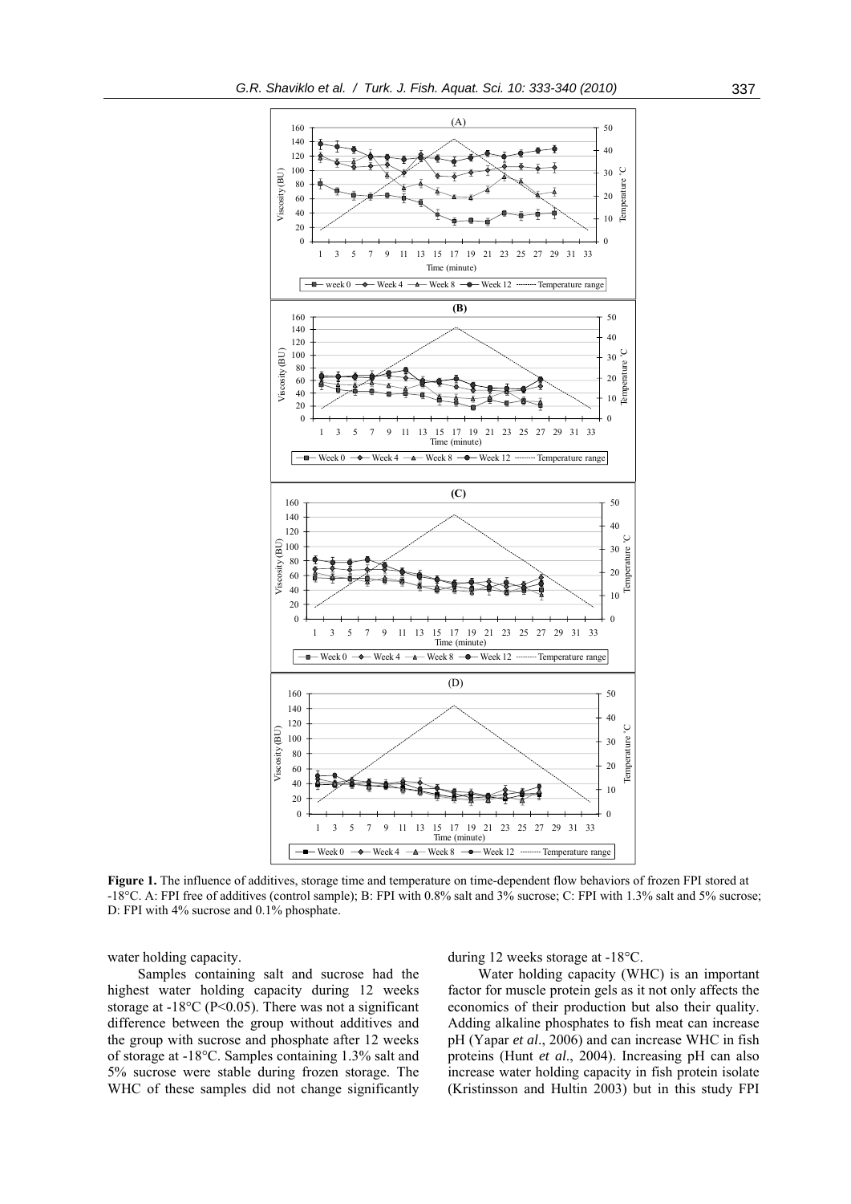**Figure 1.** The influence of additives, storage time and temperature on time-dependent flow behaviors of frozen FPI stored at -18°C. A: FPI free of additives (control sample); B: FPI with 0.8% salt and 3% sucrose; C: FPI with 1.3% salt and 5% sucrose; D: FPI with 4% sucrose and 0.1% phosphate.

water holding capacity.

Samples containing salt and sucrose had the highest water holding capacity during 12 weeks storage at -18°C ($P<0.05$). There was not a significant difference between the group without additives and the group with sucrose and phosphate after 12 weeks of storage at -18°C. Samples containing 1.3% salt and 5% sucrose were stable during frozen storage. The WHC of these samples did not change significantly during 12 weeks storage at -18°C.

Water holding capacity (WHC) is an important factor for muscle protein gels as it not only affects the economics of their production but also their quality. Adding alkaline phosphates to fish meat can increase pH (Yapar *et al*., 2006) and can increase WHC in fish proteins (Hunt *et al*., 2004). Increasing pH can also increase water holding capacity in fish protein isolate (Kristinsson and Hultin 2003) but in this study FPI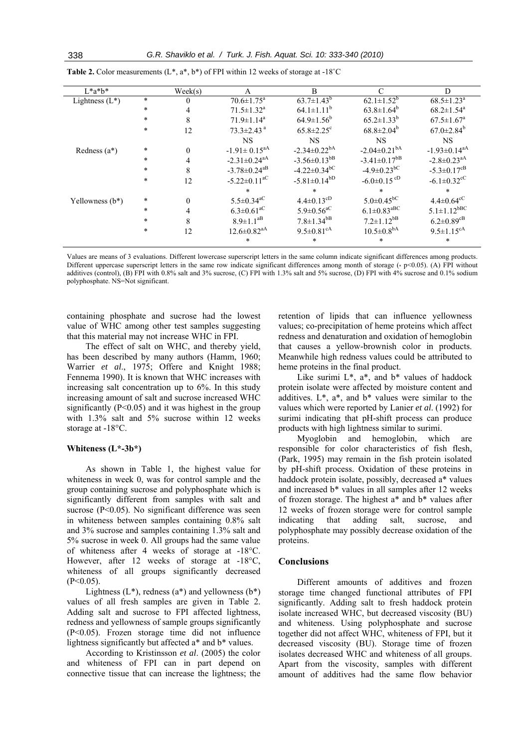**Table 2.** Color measurements (L*, a*, b*) of FPI within 12 weeks of storage at -18°C

| L*a*b* | | Week(s) | A | B | C | D |
|---|---|---|---|---|---|---|
| Lightness (L*) | * | 0 | $70.6\pm1.75^{a}$ | $63.7\pm1.43^{b}$ | $62.1\pm1.52^{b}$ | $68.5\pm1.23^{a}$ |
| | * | 4 | $71.5\pm1.32^{a}$ | $64.1\pm1.11^{b}$ | $63.8\pm1.64^{b}$ | $68.2\pm1.54^{a}$ |
| | * | 8 | $71.9\pm1.14^{a}$ | $64.9\pm1.56^{b}$ | $65.2\pm1.33^{b}$ | $67.5\pm1.67^{a}$ |
| | * | 12 | $73.3\pm2.43^{a}$ | $65.8\pm2.25^{c}$ | $68.8\pm2.04^{b}$ | $67.0\pm2.84^{b}$ |
| | | | NS | NS | NS | NS |
| Redness (a*) | * | 0 | $-1.91\pm0.15^{aA}$ | $-2.34\pm0.22^{bA}$ | $-2.04\pm0.21^{bA}$ | $-1.93\pm0.14^{aA}$ |
| | * | 4 | $-2.31\pm0.24^{aA}$ | $-3.56\pm0.13^{bB}$ | $-3.41\pm0.17^{bB}$ | $-2.8\pm0.23^{aA}$ |
| | * | 8 | $-3.78\pm0.24^{aB}$ | $-4.22\pm0.34^{bC}$ | $-4.9\pm0.23^{bC}$ | $-5.3\pm0.17^{cB}$ |
| | * | 12 | $-5.22\pm0.11^{aC}$ | $-5.81\pm0.14^{bD}$ | $-6.0\pm0.15^{cD}$ | $-6.1\pm0.32^{cC}$ |
| | | | * | * | * | * |
| Yellowness (b*) | * | 0 | $5.5\pm0.34^{aC}$ | $4.4\pm0.13^{cD}$ | $5.0\pm0.45^{bC}$ | $4.4\pm0.64^{cC}$ |
| | * | 4 | $6.3\pm0.61^{aC}$ | $5.9\pm0.56^{aC}$ | $6.1\pm0.83^{aBC}$ | $5.1\pm1.12^{bBC}$ |
| | * | 8 | $8.9\pm1.1^{aB}$ | $7.8\pm1.34^{bB}$ | $7.2\pm1.12^{bB}$ | $6.2\pm0.89^{cB}$ |
| | * | 12 | $12.6\pm0.82^{aA}$ | $9.5\pm0.81^{cA}$ | $10.5\pm0.8^{bA}$ | $9.5\pm1.15^{cA}$ |
| | | | * | * | * | * |

Values are means of 3 evaluations. Different lowercase superscript letters in the same column indicate significant differences among products. Different uppercase superscript letters in the same row indicate significant differences among month of storage (* $p<0.05$). (A) FPI without additives (control), (B) FPI with 0.8% salt and 3% sucrose, (C) FPI with 1.3% salt and 5% sucrose, (D) FPI with 4% sucrose and 0.1% sodium polyphosphate. NS=Not significant.

containing phosphate and sucrose had the lowest value of WHC among other test samples suggesting that this material may not increase WHC in FPI.

The effect of salt on WHC, and thereby yield, has been described by many authors (Hamm, 1960; Warrier *et al*., 1975; Offere and Knight 1988; Fennema 1990). It is known that WHC increases with increasing salt concentration up to 6%. In this study increasing amount of salt and sucrose increased WHC significantly ($P<0.05$) and it was highest in the group with 1.3% salt and 5% sucrose within 12 weeks storage at -18°C.

### Whiteness (L*-3b*)

As shown in Table 1, the highest value for whiteness in week 0, was for control sample and the group containing sucrose and polyphosphate which is significantly different from samples with salt and sucrose ($P<0.05$). No significant difference was seen in whiteness between samples containing 0.8% salt and 3% sucrose and samples containing 1.3% salt and 5% sucrose in week 0. All groups had the same value of whiteness after 4 weeks of storage at -18°C. However, after 12 weeks of storage at -18°C, whiteness of all groups significantly decreased ($P<0.05$).

Lightness (L*), redness (a*) and yellowness (b*) values of all fresh samples are given in Table 2. Adding salt and sucrose to FPI affected lightness, redness and yellowness of sample groups significantly ($P<0.05$). Frozen storage time did not influence lightness significantly but affected a* and b* values.

According to Kristinsson *et al*. (2005) the color and whiteness of FPI can in part depend on connective tissue that can increase the lightness; the retention of lipids that can influence yellowness values; co-precipitation of heme proteins which affect redness and denaturation and oxidation of hemoglobin that causes a yellow-brownish color in products. Meanwhile high redness values could be attributed to heme proteins in the final product.

Like surimi L*, a*, and b* values of haddock protein isolate were affected by moisture content and additives. L*, a*, and b* values were similar to the values which were reported by Lanier *et al*. (1992) for surimi indicating that pH-shift process can produce products with high lightness similar to surimi.

Myoglobin and hemoglobin, which are responsible for color characteristics of fish flesh, (Park, 1995) may remain in the fish protein isolated by pH-shift process. Oxidation of these proteins in haddock protein isolate, possibly, decreased a* values and increased b* values in all samples after 12 weeks of frozen storage. The highest a* and b* values after 12 weeks of frozen storage were for control sample indicating that adding salt, sucrose, and polyphosphate may possibly decrease oxidation of the proteins.

## Conclusions

Different amounts of additives and frozen storage time changed functional attributes of FPI significantly. Adding salt to fresh haddock protein isolate increased WHC, but decreased viscosity (BU) and whiteness. Using polyphosphate and sucrose together did not affect WHC, whiteness of FPI, but it decreased viscosity (BU). Storage time of frozen isolates decreased WHC and whiteness of all groups. Apart from the viscosity, samples with different amount of additives had the same flow behavior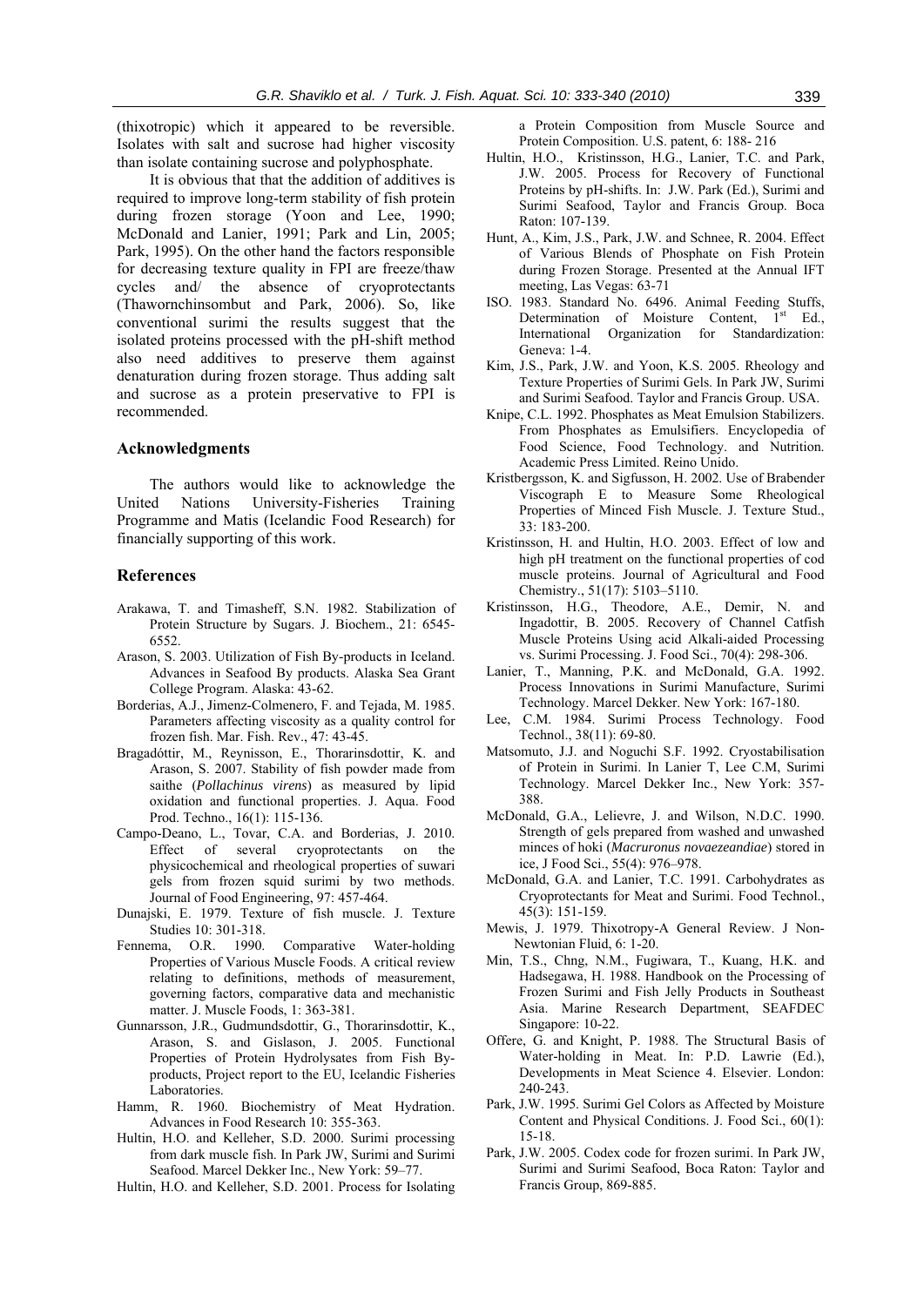(thixotropic) which it appeared to be reversible. Isolates with salt and sucrose had higher viscosity than isolate containing sucrose and polyphosphate.

It is obvious that that the addition of additives is required to improve long-term stability of fish protein during frozen storage (Yoon and Lee, 1990; McDonald and Lanier, 1991; Park and Lin, 2005; Park, 1995). On the other hand the factors responsible for decreasing texture quality in FPI are freeze/thaw cycles and/ the absence of cryoprotectants (Thawornchinsombut and Park, 2006). So, like conventional surimi the results suggest that the isolated proteins processed with the pH-shift method also need additives to preserve them against denaturation during frozen storage. Thus adding salt and sucrose as a protein preservative to FPI is recommended.

## Acknowledgments

The authors would like to acknowledge the United Nations University-Fisheries Training Programme and Matis (Icelandic Food Research) for financially supporting of this work.

## References

Arakawa, T. and Timasheff, S.N. 1982. Stabilization of Protein Structure by Sugars. J. Biochem., 21: 6545-6552.

Arason, S. 2003. Utilization of Fish By-products in Iceland. Advances in Seafood By products. Alaska Sea Grant College Program. Alaska: 43-62.

Borderias, A.J., Jimenz-Colmenero, F. and Tejada, M. 1985. Parameters affecting viscosity as a quality control for frozen fish. Mar. Fish. Rev., 47: 43-45.

Bragadóttir, M., Reynisson, E., Thorarinsdottir, K. and Arason, S. 2007. Stability of fish powder made from saithe (*Pollachinus virens*) as measured by lipid oxidation and functional properties. J. Aqua. Food Prod. Techno., 16(1): 115-136.

Campo-Deano, L., Tovar, C.A. and Borderias, J. 2010. Effect of several cryoprotectants on the physicochemical and rheological properties of suwari gels from frozen squid surimi by two methods. Journal of Food Engineering, 97: 457-464.

Dunajski, E. 1979. Texture of fish muscle. J. Texture Studies 10: 301-318.

Fennema, O.R. 1990. Comparative Water-holding Properties of Various Muscle Foods. A critical review relating to definitions, methods of measurement, governing factors, comparative data and mechanistic matter. J. Muscle Foods, 1: 363-381.

Gunnarsson, J.R., Gudmundsdottir, G., Thorarinsdottir, K., Arason, S. and Gislason, J. 2005. Functional Properties of Protein Hydrolysates from Fish By-products, Project report to the EU, Icelandic Fisheries Laboratories.

Hamm, R. 1960. Biochemistry of Meat Hydration. Advances in Food Research 10: 355-363.

Hultin, H.O. and Kelleher, S.D. 2000. Surimi processing from dark muscle fish. In Park JW, Surimi and Surimi Seafood. Marcel Dekker Inc., New York: 59–77.

Hultin, H.O. and Kelleher, S.D. 2001. Process for Isolating a Protein Composition from Muscle Source and Protein Composition. U.S. patent, 6: 188- 216

Hultin, H.O., Kristinsson, H.G., Lanier, T.C. and Park, J.W. 2005. Process for Recovery of Functional Proteins by pH-shifts. In: J.W. Park (Ed.), Surimi and Surimi Seafood, Taylor and Francis Group. Boca Raton: 107-139.

Hunt, A., Kim, J.S., Park, J.W. and Schnee, R. 2004. Effect of Various Blends of Phosphate on Fish Protein during Frozen Storage. Presented at the Annual IFT meeting, Las Vegas: 63-71

ISO. 1983. Standard No. 6496. Animal Feeding Stuffs, Determination of Moisture Content, 1st Ed., International Organization for Standardization: Geneva: 1-4.

Kim, J.S., Park, J.W. and Yoon, K.S. 2005. Rheology and Texture Properties of Surimi Gels. In Park JW, Surimi and Surimi Seafood. Taylor and Francis Group. USA.

Knipe, C.L. 1992. Phosphates as Meat Emulsion Stabilizers. From Phosphates as Emulsifiers. Encyclopedia of Food Science, Food Technology. and Nutrition. Academic Press Limited. Reino Unido.

Kristbergsson, K. and Sigfusson, H. 2002. Use of Brabender Viscograph E to Measure Some Rheological Properties of Minced Fish Muscle. J. Texture Stud., 33: 183-200.

Kristinsson, H. and Hultin, H.O. 2003. Effect of low and high pH treatment on the functional properties of cod muscle proteins. Journal of Agricultural and Food Chemistry., 51(17): 5103–5110.

Kristinsson, H.G., Theodore, A.E., Demir, N. and Ingadottir, B. 2005. Recovery of Channel Catfish Muscle Proteins Using acid Alkali-aided Processing vs. Surimi Processing. J. Food Sci., 70(4): 298-306.

Lanier, T., Manning, P.K. and McDonald, G.A. 1992. Process Innovations in Surimi Manufacture, Surimi Technology. Marcel Dekker. New York: 167-180.

Lee, C.M. 1984. Surimi Process Technology. Food Technol., 38(11): 69-80.

Matsomuto, J.J. and Noguchi S.F. 1992. Cryostabilisation of Protein in Surimi. In Lanier T, Lee C.M, Surimi Technology. Marcel Dekker Inc., New York: 357-388.

McDonald, G.A., Lelievre, J. and Wilson, N.D.C. 1990. Strength of gels prepared from washed and unwashed minces of hoki (*Macruronus novaezeandiae*) stored in ice, J Food Sci., 55(4): 976–978.

McDonald, G.A. and Lanier, T.C. 1991. Carbohydrates as Cryoprotectants for Meat and Surimi. Food Technol., 45(3): 151-159.

Mewis, J. 1979. Thixotropy-A General Review. J Non-Newtonian Fluid, 6: 1-20.

Min, T.S., Chng, N.M., Fugiwara, T., Kuang, H.K. and Hadsegawa, H. 1988. Handbook on the Processing of Frozen Surimi and Fish Jelly Products in Southeast Asia. Marine Research Department, SEAFDEC Singapore: 10-22.

Offere, G. and Knight, P. 1988. The Structural Basis of Water-holding in Meat. In: P.D. Lawrie (Ed.), Developments in Meat Science 4. Elsevier. London: 240-243.

Park, J.W. 1995. Surimi Gel Colors as Affected by Moisture Content and Physical Conditions. J. Food Sci., 60(1): 15-18.

Park, J.W. 2005. Codex code for frozen surimi. In Park JW, Surimi and Surimi Seafood, Boca Raton: Taylor and Francis Group, 869-885.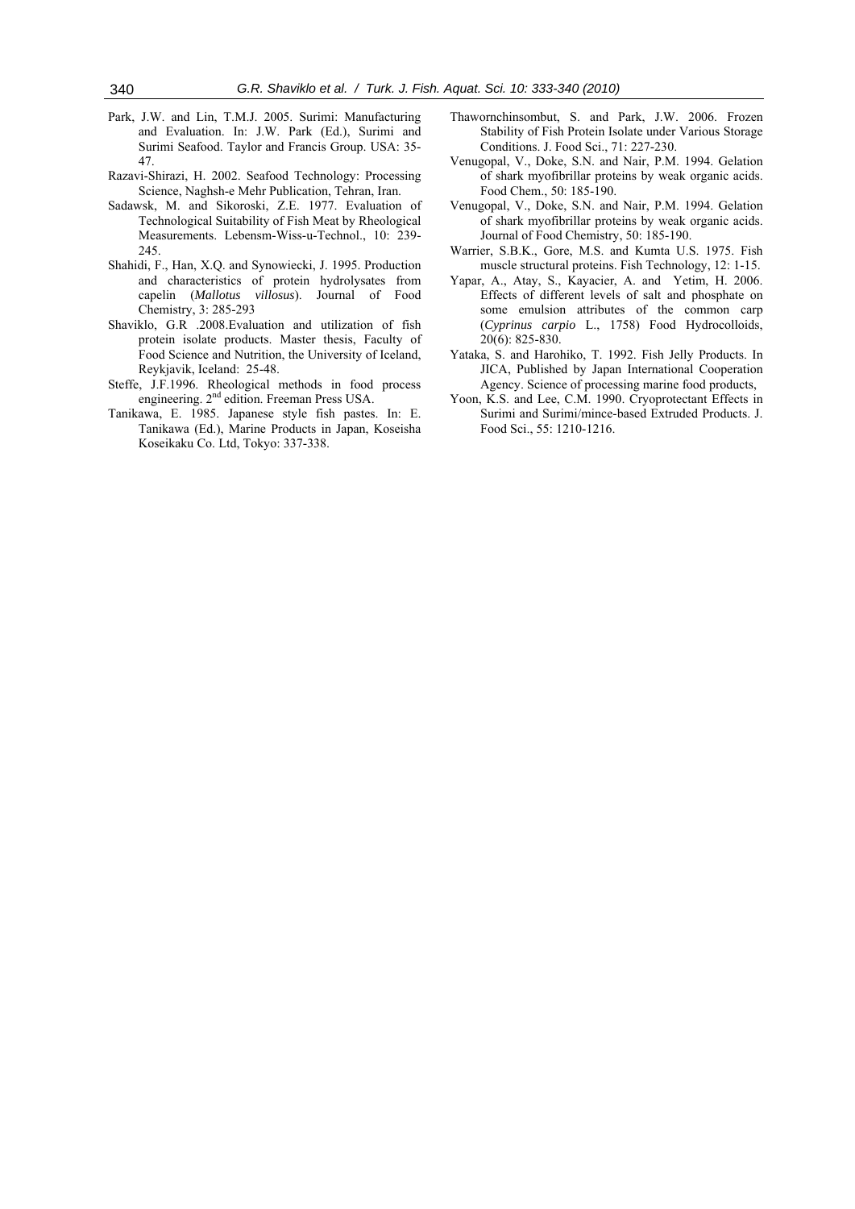Park, J.W. and Lin, T.M.J. 2005. Surimi: Manufacturing and Evaluation. In: J.W. Park (Ed.), Surimi and Surimi Seafood. Taylor and Francis Group. USA: 35-47.

Razavi-Shirazi, H. 2002. Seafood Technology: Processing Science, Naghsh-e Mehr Publication, Tehran, Iran.

Sadawsk, M. and Sikoroski, Z.E. 1977. Evaluation of Technological Suitability of Fish Meat by Rheological Measurements. Lebensm-Wiss-u-Technol., 10: 239-245.

Shahidi, F., Han, X.Q. and Synowiecki, J. 1995. Production and characteristics of protein hydrolysates from capelin (*Mallotus villosus*). Journal of Food Chemistry, 3: 285-293

Shaviklo, G.R .2008.Evaluation and utilization of fish protein isolate products. Master thesis, Faculty of Food Science and Nutrition, the University of Iceland, Reykjavik, Iceland: 25-48.

Steffe, J.F.1996. Rheological methods in food process engineering. 2nd edition. Freeman Press USA.

Tanikawa, E. 1985. Japanese style fish pastes. In: E. Tanikawa (Ed.), Marine Products in Japan, Koseisha Koseikaku Co. Ltd, Tokyo: 337-338.

Thawornchinsombut, S. and Park, J.W. 2006. Frozen Stability of Fish Protein Isolate under Various Storage Conditions. J. Food Sci., 71: 227-230.

Venugopal, V., Doke, S.N. and Nair, P.M. 1994. Gelation of shark myofibrillar proteins by weak organic acids. Food Chem., 50: 185-190.

Venugopal, V., Doke, S.N. and Nair, P.M. 1994. Gelation of shark myofibrillar proteins by weak organic acids. Journal of Food Chemistry, 50: 185-190.

Warrier, S.B.K., Gore, M.S. and Kumta U.S. 1975. Fish muscle structural proteins. Fish Technology, 12: 1-15.

Yapar, A., Atay, S., Kayacier, A. and Yetim, H. 2006. Effects of different levels of salt and phosphate on some emulsion attributes of the common carp (*Cyprinus carpio* L., 1758) Food Hydrocolloids, 20(6): 825-830.

Yataka, S. and Harohiko, T. 1992. Fish Jelly Products. In JICA, Published by Japan International Cooperation Agency. Science of processing marine food products,

Yoon, K.S. and Lee, C.M. 1990. Cryoprotectant Effects in Surimi and Surimi/mince-based Extruded Products. J. Food Sci., 55: 1210-1216.